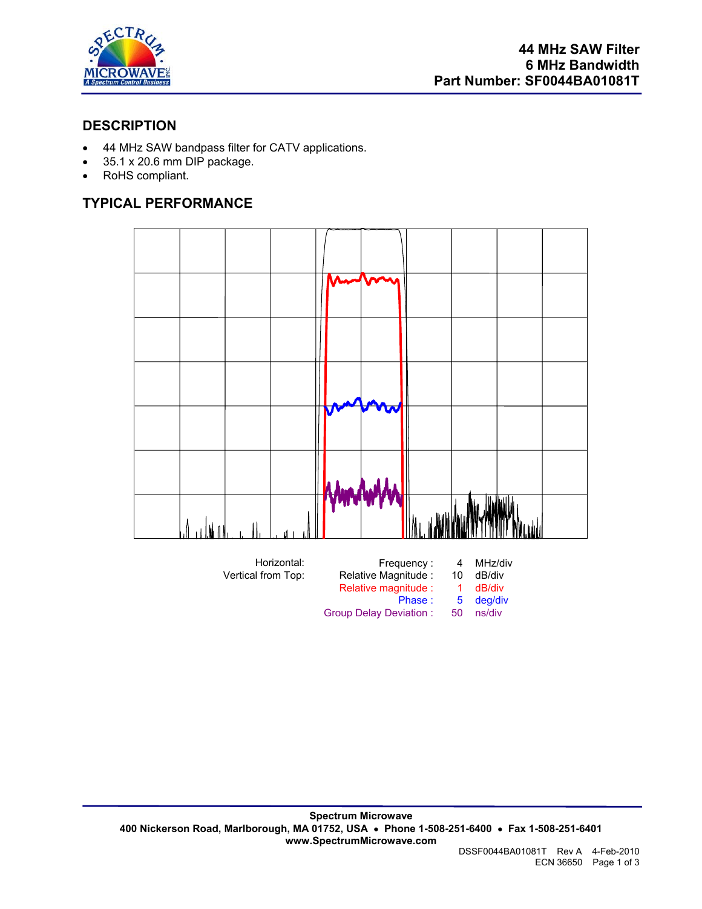# 44 MHz SAW Filter
## 6 MHz Bandwidth
## Part Number: SF0044BA01081T

## DESCRIPTION

- 44 MHz SAW bandpass filter for CATV applications.
- 35.1 x 20.6 mm DIP package.
- RoHS compliant.

## TYPICAL PERFORMANCE

| | | | |
|---|---|---|---|
| Horizontal: | Frequency : | 4 | MHz/div |
| Vertical from Top: | Relative Magnitude : | 10 | dB/div |
| | Relative magnitude : | 1 | dB/div |
| | Phase : | 5 | deg/div |
| | Group Delay Deviation : | 50 | ns/div |

**Spectrum Microwave**
**400 Nickerson Road, Marlborough, MA 01752, USA • Phone 1-508-251-6400 • Fax 1-508-251-6401**
**www.SpectrumMicrowave.com**

DSSF0044BA01081T Rev A 4-Feb-2010
ECN 36650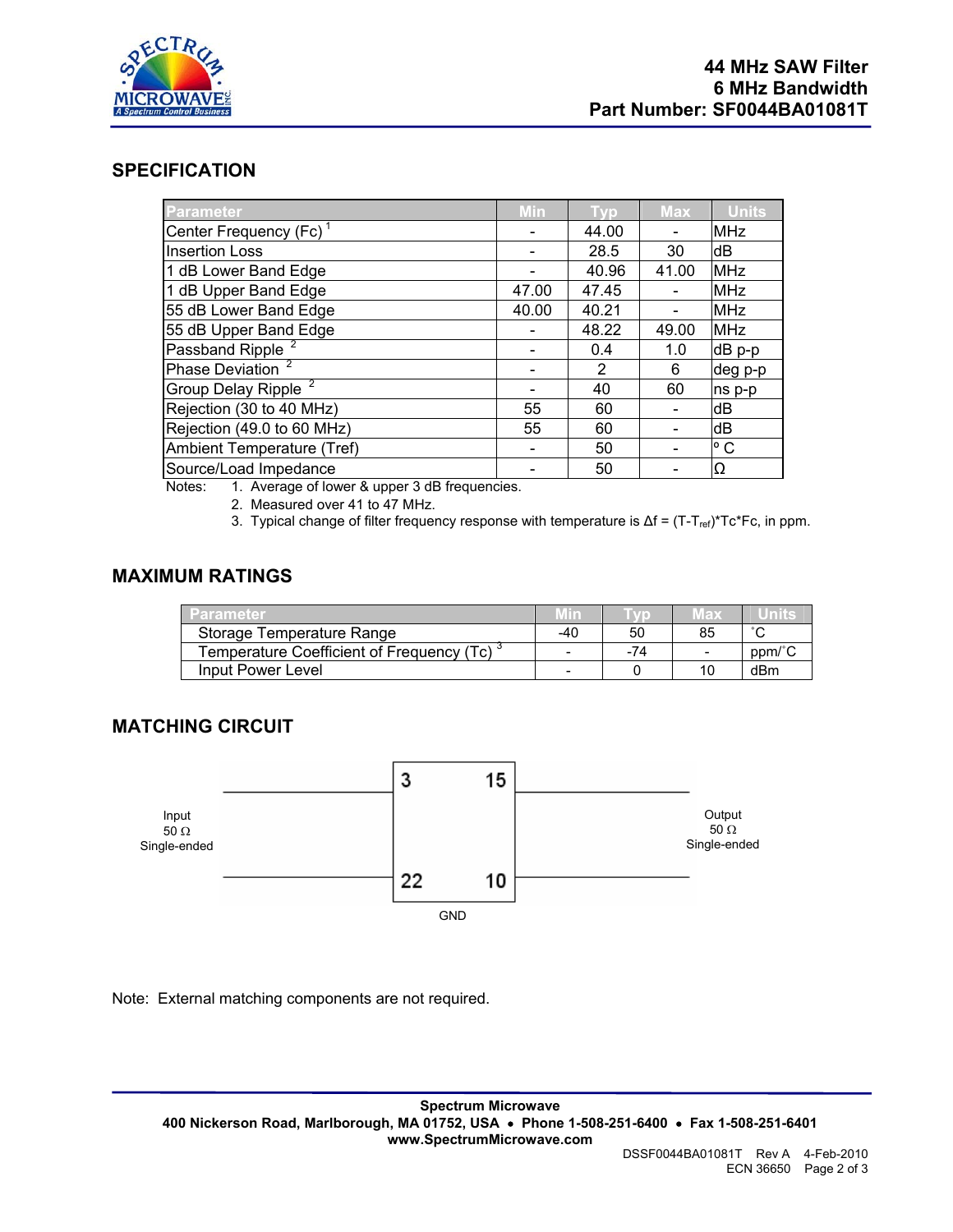**44 MHz SAW Filter**
**6 MHz Bandwidth**
**Part Number: SF0044BA01081T**

## SPECIFICATION

| Parameter | Min | Typ | Max | Units |
|---|---|---|---|---|
| Center Frequency (Fc) [1] | - | 44.00 | - | MHz |
| Insertion Loss | - | 28.5 | 30 | dB |
| 1 dB Lower Band Edge | - | 40.96 | 41.00 | MHz |
| 1 dB Upper Band Edge | 47.00 | 47.45 | - | MHz |
| 55 dB Lower Band Edge | 40.00 | 40.21 | - | MHz |
| 55 dB Upper Band Edge | - | 48.22 | 49.00 | MHz |
| Passband Ripple [2] | - | 0.4 | 1.0 | dB p-p |
| Phase Deviation [2] | - | 2 | 6 | deg p-p |
| Group Delay Ripple [2] | - | 40 | 60 | ns p-p |
| Rejection (30 to 40 MHz) | 55 | 60 | - | dB |
| Rejection (49.0 to 60 MHz) | 55 | 60 | - | dB |
| Ambient Temperature (Tref) | - | 50 | - | ° C |
| Source/Load Impedance | - | 50 | - | Ω |

Notes:
1. Average of lower & upper 3 dB frequencies.
2. Measured over 41 to 47 MHz.
3. Typical change of filter frequency response with temperature is $\Delta f = (T-T_{ref})*Tc*Fc$, in ppm.

## MAXIMUM RATINGS

| Parameter | Min | Typ | Max | Units |
|---|---|---|---|---|
| Storage Temperature Range | -40 | 50 | 85 | ˚C |
| Temperature Coefficient of Frequency (Tc) [3] | - | -74 | - | ppm/˚C |
| Input Power Level | - | 0 | 10 | dBm |

## MATCHING CIRCUIT

Input 50 Ω Single-ended — pins 3 and 22; Output 50 Ω Single-ended — pins 15 and 10; GND

Note: External matching components are not required.

**Spectrum Microwave**
**400 Nickerson Road, Marlborough, MA 01752, USA • Phone 1-508-251-6400 • Fax 1-508-251-6401**
**www.SpectrumMicrowave.com**

DSSF0044BA01081T Rev A 4-Feb-2010
ECN 36650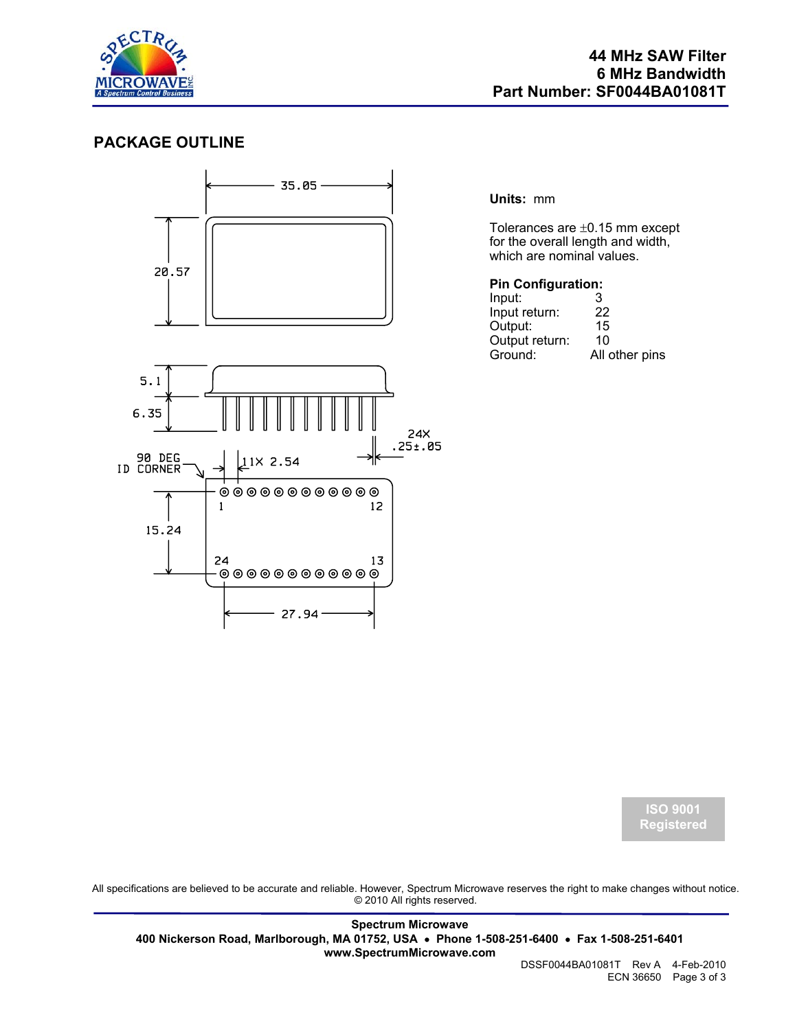## PACKAGE OUTLINE

35.05

20.57

5.1

6.35

24X .25±.05

90 DEG ID CORNER

11X 2.54

1

12

15.24

24

13

27.94

**Units:** mm

Tolerances are ±0.15 mm except for the overall length and width, which are nominal values.

**Pin Configuration:**

| | |
|---|---|
| Input: | 3 |
| Input return: | 22 |
| Output: | 15 |
| Output return: | 10 |
| Ground: | All other pins |

ISO 9001 Registered

All specifications are believed to be accurate and reliable. However, Spectrum Microwave reserves the right to make changes without notice.
© 2010 All rights reserved.

**Spectrum Microwave**
**400 Nickerson Road, Marlborough, MA 01752, USA • Phone 1-508-251-6400 • Fax 1-508-251-6401**
**www.SpectrumMicrowave.com**

DSSF0044BA01081T Rev A 4-Feb-2010
ECN 36650